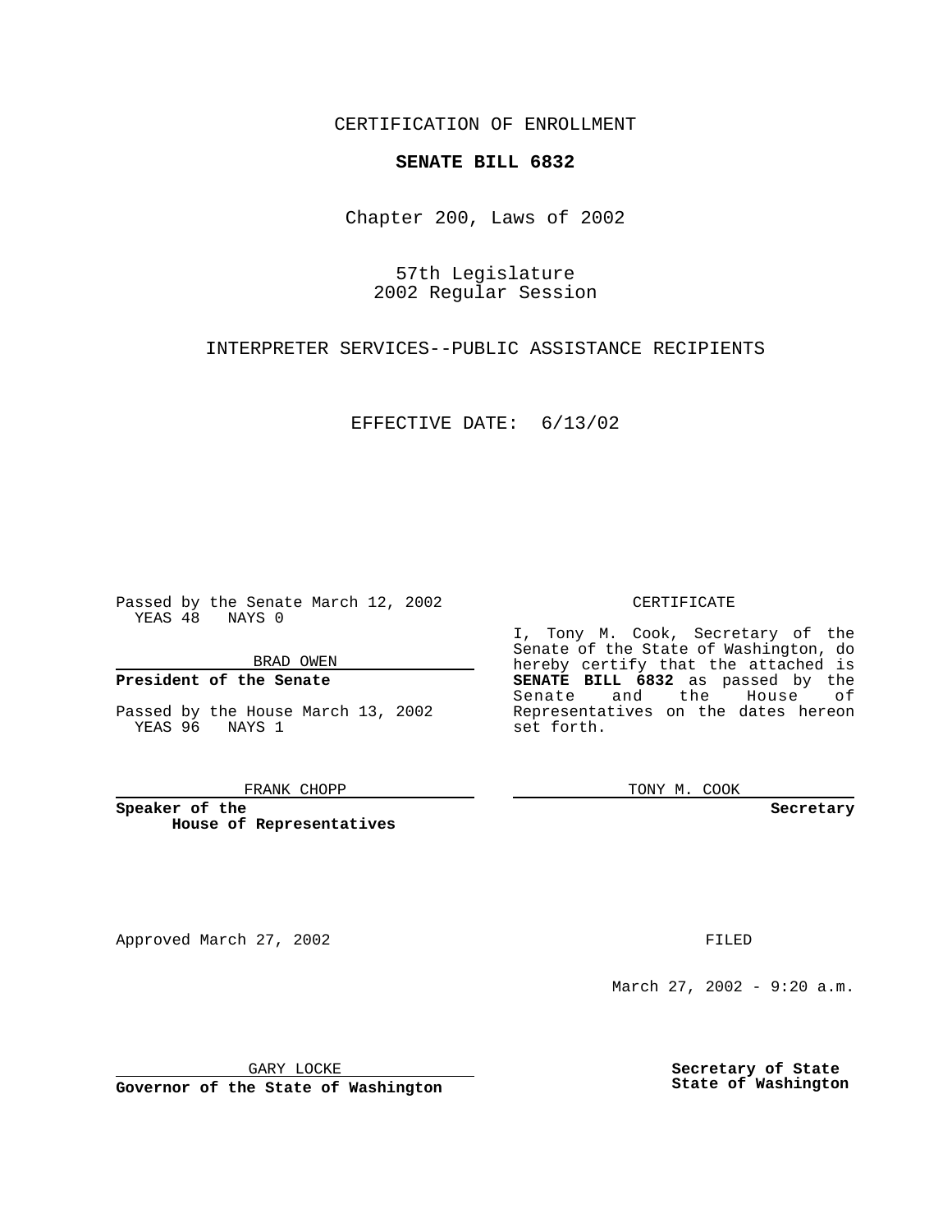CERTIFICATION OF ENROLLMENT

**SENATE BILL 6832**

Chapter 200, Laws of 2002

57th Legislature
2002 Regular Session

INTERPRETER SERVICES--PUBLIC ASSISTANCE RECIPIENTS

EFFECTIVE DATE: 6/13/02

Passed by the Senate March 12, 2002
YEAS 48 NAYS 0

BRAD OWEN

**President of the Senate**

Passed by the House March 13, 2002
YEAS 96 NAYS 1

FRANK CHOPP

**Speaker of the House of Representatives**

CERTIFICATE

I, Tony M. Cook, Secretary of the Senate of the State of Washington, do hereby certify that the attached is **SENATE BILL 6832** as passed by the Senate and the House of Representatives on the dates hereon set forth.

TONY M. COOK

**Secretary**

Approved March 27, 2002

GARY LOCKE

**Governor of the State of Washington**

FILED

March 27, 2002 - 9:20 a.m.

**Secretary of State**
**State of Washington**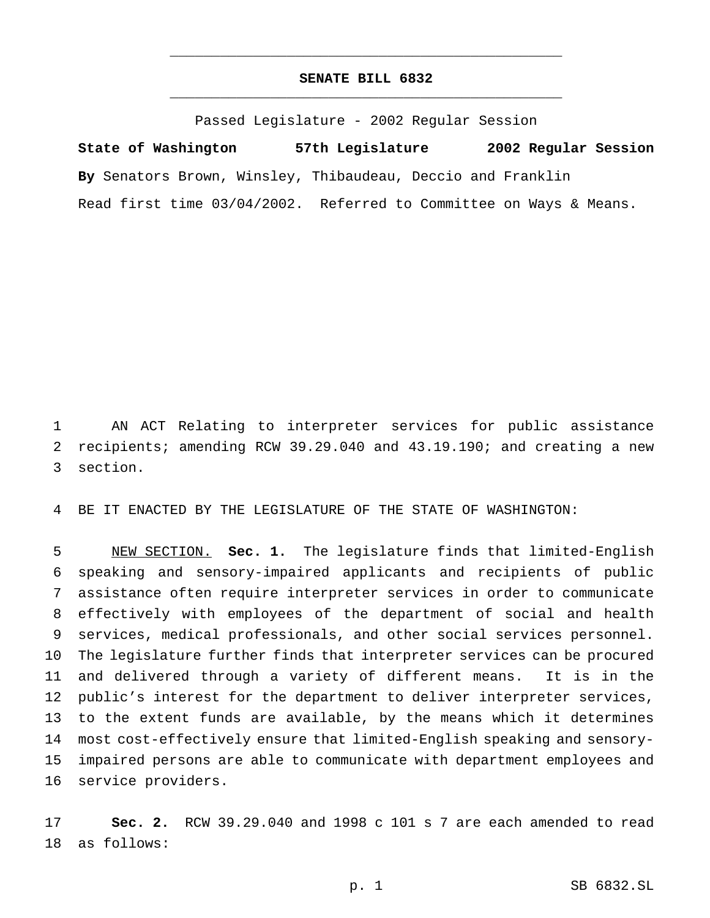# SENATE BILL 6832

Passed Legislature - 2002 Regular Session

**State of Washington 57th Legislature 2002 Regular Session**

**By** Senators Brown, Winsley, Thibaudeau, Deccio and Franklin

Read first time 03/04/2002. Referred to Committee on Ways & Means.

1 AN ACT Relating to interpreter services for public assistance
2 recipients; amending RCW 39.29.040 and 43.19.190; and creating a new
3 section.

4 BE IT ENACTED BY THE LEGISLATURE OF THE STATE OF WASHINGTON:

5 NEW SECTION. **Sec. 1.** The legislature finds that limited-English
6 speaking and sensory-impaired applicants and recipients of public
7 assistance often require interpreter services in order to communicate
8 effectively with employees of the department of social and health
9 services, medical professionals, and other social services personnel.
10 The legislature further finds that interpreter services can be procured
11 and delivered through a variety of different means. It is in the
12 public's interest for the department to deliver interpreter services,
13 to the extent funds are available, by the means which it determines
14 most cost-effectively ensure that limited-English speaking and sensory-
15 impaired persons are able to communicate with department employees and
16 service providers.

17 **Sec. 2.** RCW 39.29.040 and 1998 c 101 s 7 are each amended to read
18 as follows: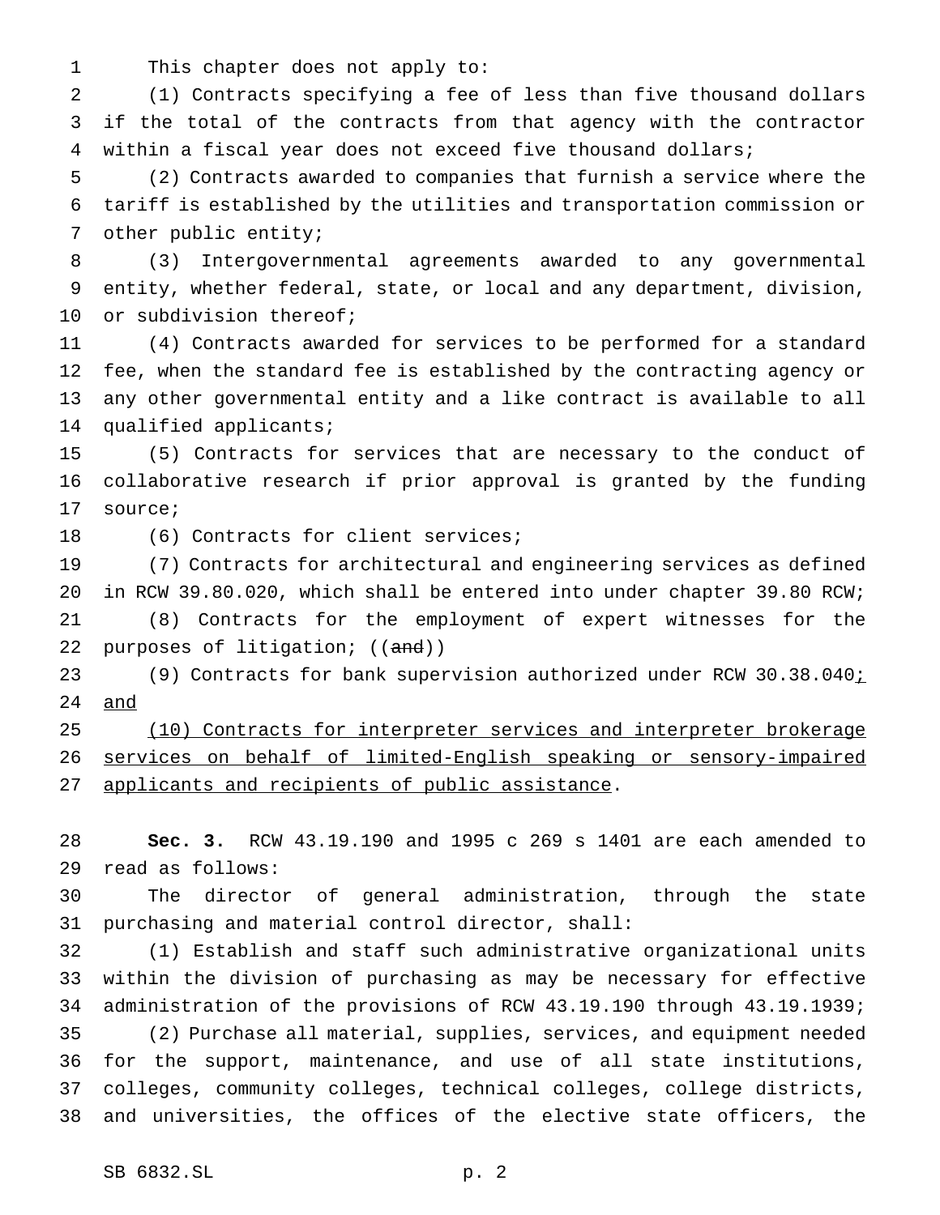This chapter does not apply to:

(1) Contracts specifying a fee of less than five thousand dollars if the total of the contracts from that agency with the contractor within a fiscal year does not exceed five thousand dollars;

(2) Contracts awarded to companies that furnish a service where the tariff is established by the utilities and transportation commission or other public entity;

(3) Intergovernmental agreements awarded to any governmental entity, whether federal, state, or local and any department, division, or subdivision thereof;

(4) Contracts awarded for services to be performed for a standard fee, when the standard fee is established by the contracting agency or any other governmental entity and a like contract is available to all qualified applicants;

(5) Contracts for services that are necessary to the conduct of collaborative research if prior approval is granted by the funding source;

(6) Contracts for client services;

(7) Contracts for architectural and engineering services as defined in RCW 39.80.020, which shall be entered into under chapter 39.80 RCW;

(8) Contracts for the employment of expert witnesses for the purposes of litigation; ((~~and~~))

(9) Contracts for bank supervision authorized under RCW 30.38.040<u>; and</u>

<u>(10) Contracts for interpreter services and interpreter brokerage services on behalf of limited-English speaking or sensory-impaired applicants and recipients of public assistance</u>.

**Sec. 3.** RCW 43.19.190 and 1995 c 269 s 1401 are each amended to read as follows:

The director of general administration, through the state purchasing and material control director, shall:

(1) Establish and staff such administrative organizational units within the division of purchasing as may be necessary for effective administration of the provisions of RCW 43.19.190 through 43.19.1939;

(2) Purchase all material, supplies, services, and equipment needed for the support, maintenance, and use of all state institutions, colleges, community colleges, technical colleges, college districts, and universities, the offices of the elective state officers, the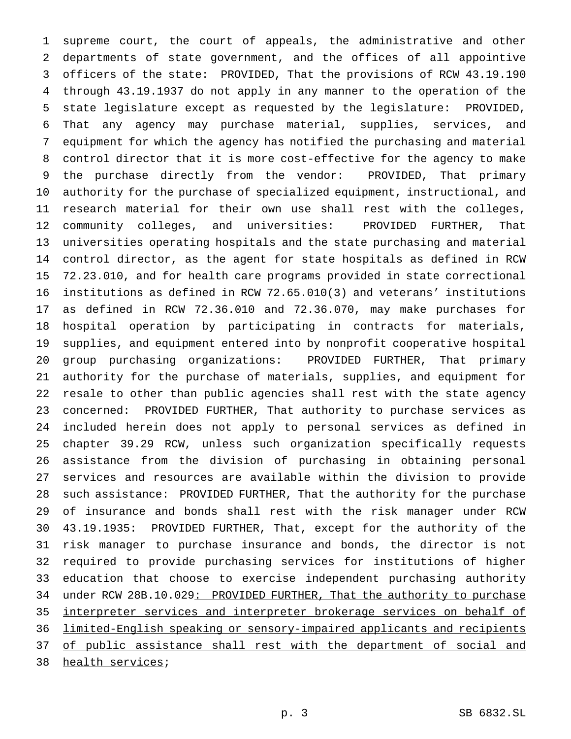supreme court, the court of appeals, the administrative and other departments of state government, and the offices of all appointive officers of the state: PROVIDED, That the provisions of RCW 43.19.190 through 43.19.1937 do not apply in any manner to the operation of the state legislature except as requested by the legislature: PROVIDED, That any agency may purchase material, supplies, services, and equipment for which the agency has notified the purchasing and material control director that it is more cost-effective for the agency to make the purchase directly from the vendor: PROVIDED, That primary authority for the purchase of specialized equipment, instructional, and research material for their own use shall rest with the colleges, community colleges, and universities: PROVIDED FURTHER, That universities operating hospitals and the state purchasing and material control director, as the agent for state hospitals as defined in RCW 72.23.010, and for health care programs provided in state correctional institutions as defined in RCW 72.65.010(3) and veterans' institutions as defined in RCW 72.36.010 and 72.36.070, may make purchases for hospital operation by participating in contracts for materials, supplies, and equipment entered into by nonprofit cooperative hospital group purchasing organizations: PROVIDED FURTHER, That primary authority for the purchase of materials, supplies, and equipment for resale to other than public agencies shall rest with the state agency concerned: PROVIDED FURTHER, That authority to purchase services as included herein does not apply to personal services as defined in chapter 39.29 RCW, unless such organization specifically requests assistance from the division of purchasing in obtaining personal services and resources are available within the division to provide such assistance: PROVIDED FURTHER, That the authority for the purchase of insurance and bonds shall rest with the risk manager under RCW 43.19.1935: PROVIDED FURTHER, That, except for the authority of the risk manager to purchase insurance and bonds, the director is not required to provide purchasing services for institutions of higher education that choose to exercise independent purchasing authority under RCW 28B.10.029<u>: PROVIDED FURTHER, That the authority to purchase interpreter services and interpreter brokerage services on behalf of limited-English speaking or sensory-impaired applicants and recipients of public assistance shall rest with the department of social and health services</u>;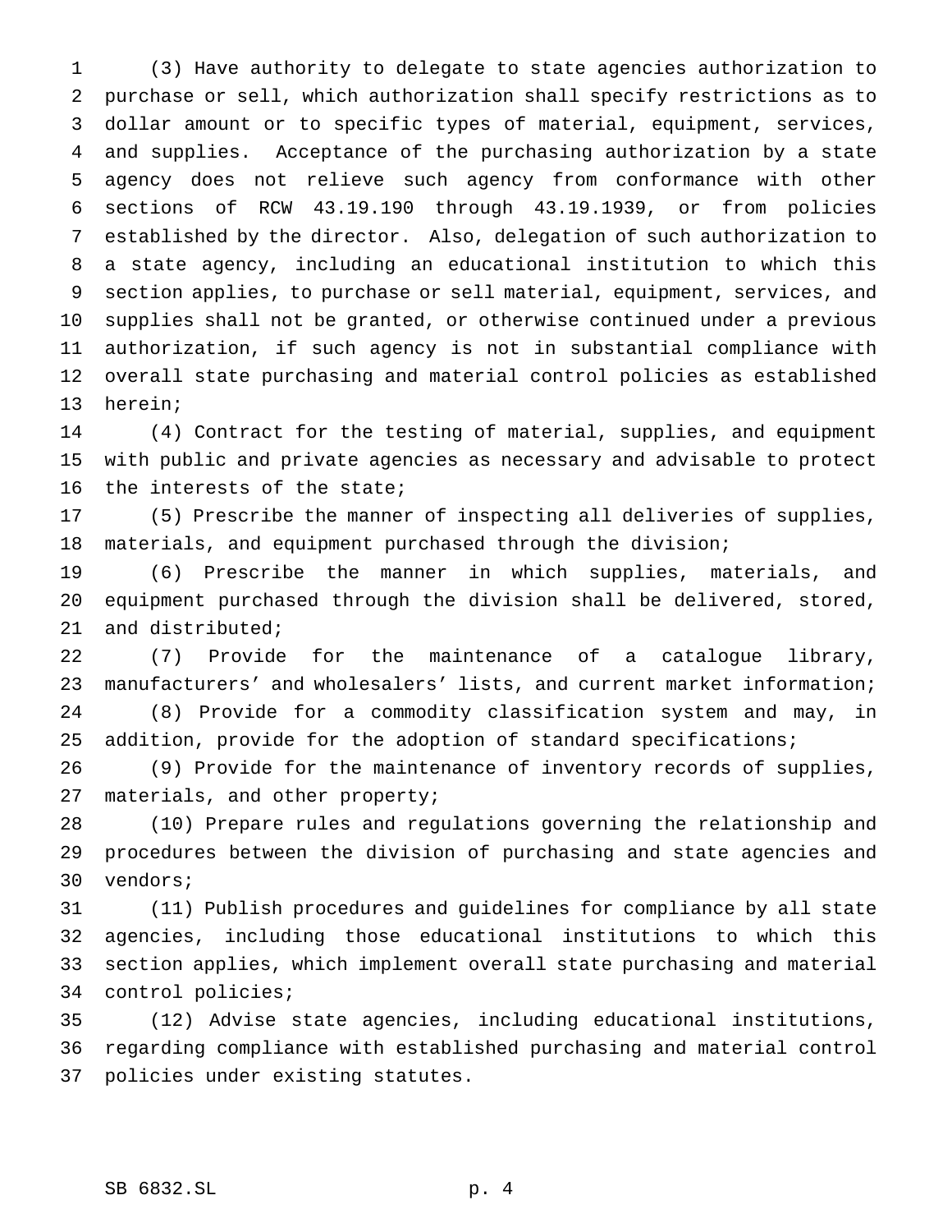(3) Have authority to delegate to state agencies authorization to purchase or sell, which authorization shall specify restrictions as to dollar amount or to specific types of material, equipment, services, and supplies. Acceptance of the purchasing authorization by a state agency does not relieve such agency from conformance with other sections of RCW 43.19.190 through 43.19.1939, or from policies established by the director. Also, delegation of such authorization to a state agency, including an educational institution to which this section applies, to purchase or sell material, equipment, services, and supplies shall not be granted, or otherwise continued under a previous authorization, if such agency is not in substantial compliance with overall state purchasing and material control policies as established herein;

(4) Contract for the testing of material, supplies, and equipment with public and private agencies as necessary and advisable to protect the interests of the state;

(5) Prescribe the manner of inspecting all deliveries of supplies, materials, and equipment purchased through the division;

(6) Prescribe the manner in which supplies, materials, and equipment purchased through the division shall be delivered, stored, and distributed;

(7) Provide for the maintenance of a catalogue library, manufacturers' and wholesalers' lists, and current market information;

(8) Provide for a commodity classification system and may, in addition, provide for the adoption of standard specifications;

(9) Provide for the maintenance of inventory records of supplies, materials, and other property;

(10) Prepare rules and regulations governing the relationship and procedures between the division of purchasing and state agencies and vendors;

(11) Publish procedures and guidelines for compliance by all state agencies, including those educational institutions to which this section applies, which implement overall state purchasing and material control policies;

(12) Advise state agencies, including educational institutions, regarding compliance with established purchasing and material control policies under existing statutes.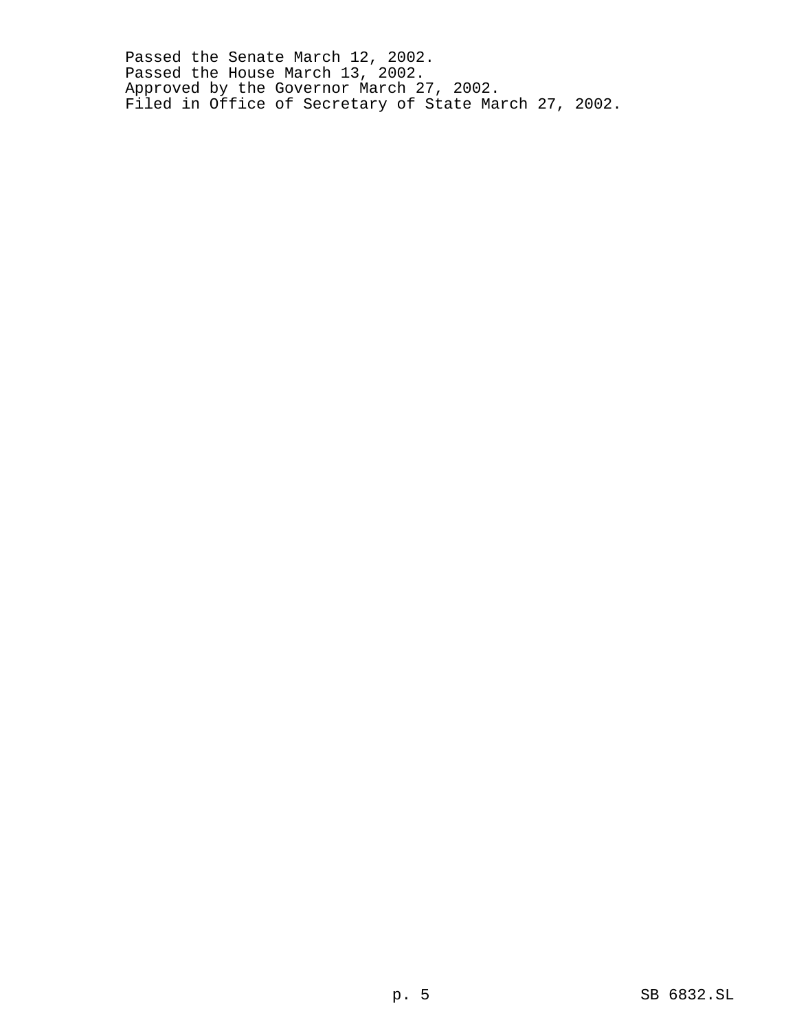Passed the Senate March 12, 2002.
Passed the House March 13, 2002.
Approved by the Governor March 27, 2002.
Filed in Office of Secretary of State March 27, 2002.